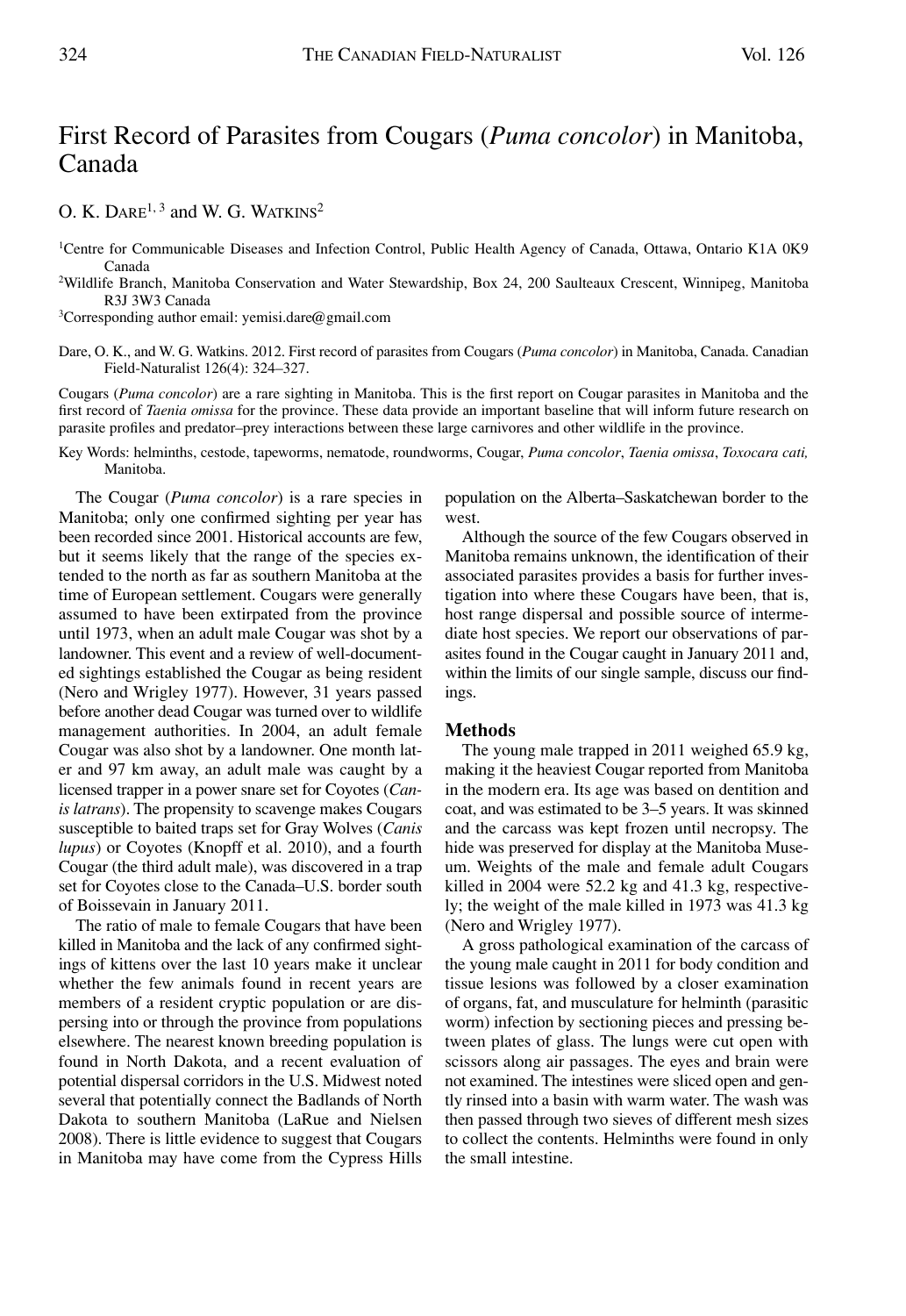# First Record of Parasites from Cougars (*Puma concolor*) in Manitoba, Canada

O. K. Dare[1, 3] and W. G. Watkins[2]

[1]Centre for Communicable Diseases and Infection Control, Public Health Agency of Canada, Ottawa, Ontario K1A 0K9 Canada

[2]Wildlife Branch, Manitoba Conservation and Water Stewardship, Box 24, 200 Saulteaux Crescent, Winnipeg, Manitoba R3J 3W3 Canada

[3]Corresponding author email: yemisi.dare@gmail.com

Dare, O. K., and W. G. Watkins. 2012. First record of parasites from Cougars (*Puma concolor*) in Manitoba, Canada. Canadian Field-Naturalist 126(4): 324–327.

Cougars (*Puma concolor*) are a rare sighting in Manitoba. This is the first report on Cougar parasites in Manitoba and the first record of *Taenia omissa* for the province. These data provide an important baseline that will inform future research on parasite profiles and predator–prey interactions between these large carnivores and other wildlife in the province.

Key Words: helminths, cestode, tapeworms, nematode, roundworms, Cougar, *Puma concolor*, *Taenia omissa*, *Toxocara cati,* Manitoba.

The Cougar (*Puma concolor*) is a rare species in Manitoba; only one confirmed sighting per year has been recorded since 2001. Historical accounts are few, but it seems likely that the range of the species extended to the north as far as southern Manitoba at the time of European settlement. Cougars were generally assumed to have been extirpated from the province until 1973, when an adult male Cougar was shot by a landowner. This event and a review of well-documented sightings established the Cougar as being resident (Nero and Wrigley 1977). However, 31 years passed before another dead Cougar was turned over to wildlife management authorities. In 2004, an adult female Cougar was also shot by a landowner. One month later and 97 km away, an adult male was caught by a licensed trapper in a power snare set for Coyotes (*Canis latrans*). The propensity to scavenge makes Cougars susceptible to baited traps set for Gray Wolves (*Canis lupus*) or Coyotes (Knopff et al. 2010), and a fourth Cougar (the third adult male), was discovered in a trap set for Coyotes close to the Canada–U.S. border south of Boissevain in January 2011.

The ratio of male to female Cougars that have been killed in Manitoba and the lack of any confirmed sightings of kittens over the last 10 years make it unclear whether the few animals found in recent years are members of a resident cryptic population or are dispersing into or through the province from populations elsewhere. The nearest known breeding population is found in North Dakota, and a recent evaluation of potential dispersal corridors in the U.S. Midwest noted several that potentially connect the Badlands of North Dakota to southern Manitoba (LaRue and Nielsen 2008). There is little evidence to suggest that Cougars in Manitoba may have come from the Cypress Hills population on the Alberta–Saskatchewan border to the west.

Although the source of the few Cougars observed in Manitoba remains unknown, the identification of their associated parasites provides a basis for further investigation into where these Cougars have been, that is, host range dispersal and possible source of intermediate host species. We report our observations of parasites found in the Cougar caught in January 2011 and, within the limits of our single sample, discuss our findings.

## Methods

The young male trapped in 2011 weighed 65.9 kg, making it the heaviest Cougar reported from Manitoba in the modern era. Its age was based on dentition and coat, and was estimated to be 3–5 years. It was skinned and the carcass was kept frozen until necropsy. The hide was preserved for display at the Manitoba Museum. Weights of the male and female adult Cougars killed in 2004 were 52.2 kg and 41.3 kg, respectively; the weight of the male killed in 1973 was 41.3 kg (Nero and Wrigley 1977).

A gross pathological examination of the carcass of the young male caught in 2011 for body condition and tissue lesions was followed by a closer examination of organs, fat, and musculature for helminth (parasitic worm) infection by sectioning pieces and pressing between plates of glass. The lungs were cut open with scissors along air passages. The eyes and brain were not examined. The intestines were sliced open and gently rinsed into a basin with warm water. The wash was then passed through two sieves of different mesh sizes to collect the contents. Helminths were found in only the small intestine.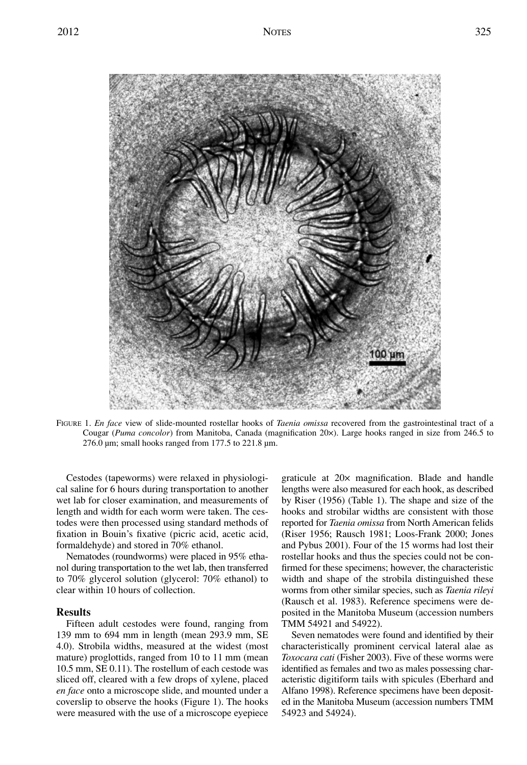FIGURE 1. *En face* view of slide-mounted rostellar hooks of *Taenia omissa* recovered from the gastrointestinal tract of a Cougar (*Puma concolor*) from Manitoba, Canada (magnification 20×). Large hooks ranged in size from 246.5 to 276.0 µm; small hooks ranged from 177.5 to 221.8 µm.

Cestodes (tapeworms) were relaxed in physiological saline for 6 hours during transportation to another wet lab for closer examination, and measurements of length and width for each worm were taken. The cestodes were then processed using standard methods of fixation in Bouin's fixative (picric acid, acetic acid, formaldehyde) and stored in 70% ethanol.

Nematodes (roundworms) were placed in 95% ethanol during transportation to the wet lab, then transferred to 70% glycerol solution (glycerol: 70% ethanol) to clear within 10 hours of collection.

## Results

Fifteen adult cestodes were found, ranging from 139 mm to 694 mm in length (mean 293.9 mm, SE 4.0). Strobila widths, measured at the widest (most mature) proglottids, ranged from 10 to 11 mm (mean 10.5 mm, SE 0.11). The rostellum of each cestode was sliced off, cleared with a few drops of xylene, placed *en face* onto a microscope slide, and mounted under a coverslip to observe the hooks (Figure 1). The hooks were measured with the use of a microscope eyepiece graticule at 20× magnification. Blade and handle lengths were also measured for each hook, as described by Riser (1956) (Table 1). The shape and size of the hooks and strobilar widths are consistent with those reported for *Taenia omissa* from North American felids (Riser 1956; Rausch 1981; Loos-Frank 2000; Jones and Pybus 2001). Four of the 15 worms had lost their rostellar hooks and thus the species could not be confirmed for these specimens; however, the characteristic width and shape of the strobila distinguished these worms from other similar species, such as *Taenia rileyi* (Rausch et al. 1983). Reference specimens were deposited in the Manitoba Museum (accession numbers TMM 54921 and 54922).

Seven nematodes were found and identified by their characteristically prominent cervical lateral alae as *Toxocara cati* (Fisher 2003). Five of these worms were identified as females and two as males possessing characteristic digitiform tails with spicules (Eberhard and Alfano 1998). Reference specimens have been deposited in the Manitoba Museum (accession numbers TMM 54923 and 54924).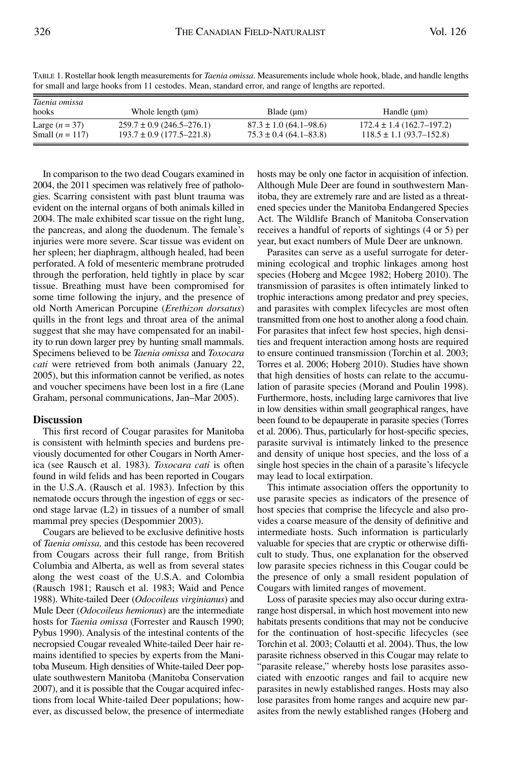TABLE 1. Rostellar hook length measurements for *Taenia omissa*. Measurements include whole hook, blade, and handle lengths for small and large hooks from 11 cestodes. Mean, standard error, and range of lengths are reported.

| *Taenia omissa* hooks | Whole length (µm) | Blade (µm) | Handle (µm) |
|---|---|---|---|
| Large ($n = 37$) | 259.7 ± 0.9 (246.5–276.1) | 87.3 ± 1.0 (64.1–98.6) | 172.4 ± 1.4 (162.7–197.2) |
| Small ($n = 117$) | 193.7 ± 0.9 (177.5–221.8) | 75.3 ± 0.4 (64.1–83.8) | 118.5 ± 1.1 (93.7–152.8) |

In comparison to the two dead Cougars examined in 2004, the 2011 specimen was relatively free of pathologies. Scarring consistent with past blunt trauma was evident on the internal organs of both animals killed in 2004. The male exhibited scar tissue on the right lung, the pancreas, and along the duodenum. The female's injuries were more severe. Scar tissue was evident on her spleen; her diaphragm, although healed, had been perforated. A fold of mesenteric membrane protruded through the perforation, held tightly in place by scar tissue. Breathing must have been compromised for some time following the injury, and the presence of old North American Porcupine (*Erethizon dorsatus*) quills in the front legs and throat area of the animal suggest that she may have compensated for an inability to run down larger prey by hunting small mammals. Specimens believed to be *Taenia omissa* and *Toxocara cati* were retrieved from both animals (January 22, 2005), but this information cannot be verified, as notes and voucher specimens have been lost in a fire (Lane Graham, personal communications, Jan–Mar 2005).

## Discussion

This first record of Cougar parasites for Manitoba is consistent with helminth species and burdens previously documented for other Cougars in North America (see Rausch et al. 1983). *Toxocara cati* is often found in wild felids and has been reported in Cougars in the U.S.A. (Rausch et al. 1983). Infection by this nematode occurs through the ingestion of eggs or second stage larvae (L2) in tissues of a number of small mammal prey species (Despommier 2003).

Cougars are believed to be exclusive definitive hosts of *Taenia omissa,* and this cestode has been recovered from Cougars across their full range, from British Columbia and Alberta, as well as from several states along the west coast of the U.S.A. and Colombia (Rausch 1981; Rausch et al. 1983; Waid and Pence 1988). White-tailed Deer (*Odocoileus virginianus*) and Mule Deer (*Odocoileus hemionus*) are the intermediate hosts for *Taenia omissa* (Forrester and Rausch 1990; Pybus 1990). Analysis of the intestinal contents of the necropsied Cougar revealed White-tailed Deer hair remains identified to species by experts from the Manitoba Museum. High densities of White-tailed Deer populate southwestern Manitoba (Manitoba Conservation 2007), and it is possible that the Cougar acquired infections from local White-tailed Deer populations; however, as discussed below, the presence of intermediate hosts may be only one factor in acquisition of infection. Although Mule Deer are found in southwestern Manitoba, they are extremely rare and are listed as a threatened species under the Manitoba Endangered Species Act. The Wildlife Branch of Manitoba Conservation receives a handful of reports of sightings (4 or 5) per year, but exact numbers of Mule Deer are unknown.

Parasites can serve as a useful surrogate for determining ecological and trophic linkages among host species (Hoberg and Mcgee 1982; Hoberg 2010). The transmission of parasites is often intimately linked to trophic interactions among predator and prey species, and parasites with complex lifecycles are most often transmitted from one host to another along a food chain. For parasites that infect few host species, high densities and frequent interaction among hosts are required to ensure continued transmission (Torchin et al. 2003; Torres et al. 2006; Hoberg 2010). Studies have shown that high densities of hosts can relate to the accumulation of parasite species (Morand and Poulin 1998). Furthermore, hosts, including large carnivores that live in low densities within small geographical ranges, have been found to be depauperate in parasite species (Torres et al. 2006). Thus, particularly for host-specific species, parasite survival is intimately linked to the presence and density of unique host species, and the loss of a single host species in the chain of a parasite's lifecycle may lead to local extirpation.

This intimate association offers the opportunity to use parasite species as indicators of the presence of host species that comprise the lifecycle and also provides a coarse measure of the density of definitive and intermediate hosts. Such information is particularly valuable for species that are cryptic or otherwise difficult to study. Thus, one explanation for the observed low parasite species richness in this Cougar could be the presence of only a small resident population of Cougars with limited ranges of movement.

Loss of parasite species may also occur during extrarange host dispersal, in which host movement into new habitats presents conditions that may not be conducive for the continuation of host-specific lifecycles (see Torchin et al. 2003; Colautti et al. 2004). Thus, the low parasite richness observed in this Cougar may relate to "parasite release," whereby hosts lose parasites associated with enzootic ranges and fail to acquire new parasites in newly established ranges. Hosts may also lose parasites from home ranges and acquire new parasites from the newly established ranges (Hoberg and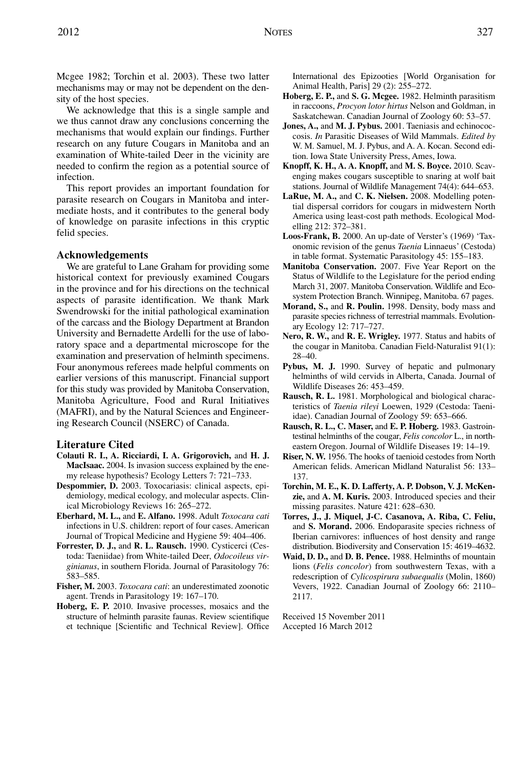Mcgee 1982; Torchin et al. 2003). These two latter mechanisms may or may not be dependent on the density of the host species.

We acknowledge that this is a single sample and we thus cannot draw any conclusions concerning the mechanisms that would explain our findings. Further research on any future Cougars in Manitoba and an examination of White-tailed Deer in the vicinity are needed to confirm the region as a potential source of infection.

This report provides an important foundation for parasite research on Cougars in Manitoba and intermediate hosts, and it contributes to the general body of knowledge on parasite infections in this cryptic felid species.

## Acknowledgements

We are grateful to Lane Graham for providing some historical context for previously examined Cougars in the province and for his directions on the technical aspects of parasite identification. We thank Mark Swendrowski for the initial pathological examination of the carcass and the Biology Department at Brandon University and Bernadette Ardelli for the use of laboratory space and a departmental microscope for the examination and preservation of helminth specimens. Four anonymous referees made helpful comments on earlier versions of this manuscript. Financial support for this study was provided by Manitoba Conservation, Manitoba Agriculture, Food and Rural Initiatives (MAFRI), and by the Natural Sciences and Engineering Research Council (NSERC) of Canada.

## Literature Cited

**Colauti R. I., A. Ricciardi, I. A. Grigorovich,** and **H. J. MacIsaac.** 2004. Is invasion success explained by the enemy release hypothesis? Ecology Letters 7: 721–733.

**Despommier, D.** 2003. Toxocariasis: clinical aspects, epidemiology, medical ecology, and molecular aspects. Clinical Microbiology Reviews 16: 265–272.

**Eberhard, M. L.,** and **E. Alfano.** 1998. Adult *Toxocara cati* infections in U.S. children: report of four cases. American Journal of Tropical Medicine and Hygiene 59: 404–406.

**Forrester, D. J.,** and **R. L. Rausch.** 1990. Cysticerci (Cestoda: Taeniidae) from White-tailed Deer, *Odocoileus virginianus*, in southern Florida. Journal of Parasitology 76: 583–585.

**Fisher, M.** 2003. *Toxocara cati*: an underestimated zoonotic agent. Trends in Parasitology 19: 167–170.

**Hoberg, E. P.** 2010. Invasive processes, mosaics and the structure of helminth parasite faunas. Review scientifique et technique [Scientific and Technical Review]. Office International des Epizooties [World Organisation for Animal Health, Paris] 29 (2): 255–272.

**Hoberg, E. P.,** and **S. G. Mcgee.** 1982. Helminth parasitism in raccoons, *Procyon lotor hirtus* Nelson and Goldman, in Saskatchewan. Canadian Journal of Zoology 60: 53–57.

**Jones, A.,** and **M. J. Pybus.** 2001. Taeniasis and echinococcosis. *In* Parasitic Diseases of Wild Mammals. *Edited by* W. M. Samuel, M. J. Pybus, and A. A. Kocan. Second edition. Iowa State University Press, Ames, Iowa.

**Knopff, K. H., A. A. Knopff,** and **M. S. Boyce.** 2010. Scavenging makes cougars susceptible to snaring at wolf bait stations. Journal of Wildlife Management 74(4): 644–653.

**LaRue, M. A.,** and **C. K. Nielsen.** 2008. Modelling potential dispersal corridors for cougars in midwestern North America using least-cost path methods. Ecological Modelling 212: 372–381.

**Loos-Frank, B.** 2000. An up-date of Verster's (1969) 'Taxonomic revision of the genus *Taenia* Linnaeus' (Cestoda) in table format. Systematic Parasitology 45: 155–183.

**Manitoba Conservation.** 2007. Five Year Report on the Status of Wildlife to the Legislature for the period ending March 31, 2007. Manitoba Conservation. Wildlife and Ecosystem Protection Branch. Winnipeg, Manitoba. 67 pages.

**Morand, S.,** and **R. Poulin.** 1998. Density, body mass and parasite species richness of terrestrial mammals. Evolutionary Ecology 12: 717–727.

**Nero, R. W.,** and **R. E. Wrigley.** 1977. Status and habits of the cougar in Manitoba. Canadian Field-Naturalist 91(1): 28–40.

**Pybus, M. J.** 1990. Survey of hepatic and pulmonary helminths of wild cervids in Alberta, Canada. Journal of Wildlife Diseases 26: 453–459.

**Rausch, R. L.** 1981. Morphological and biological characteristics of *Taenia rileyi* Loewen, 1929 (Cestoda: Taeniidae). Canadian Journal of Zoology 59: 653–666.

**Rausch, R. L., C. Maser,** and **E. P. Hoberg.** 1983. Gastrointestinal helminths of the cougar, *Felis concolor* L., in northeastern Oregon. Journal of Wildlife Diseases 19: 14–19.

**Riser, N. W.** 1956. The hooks of taenioid cestodes from North American felids. American Midland Naturalist 56: 133–137.

**Torchin, M. E., K. D. Lafferty, A. P. Dobson, V. J. McKenzie,** and **A. M. Kuris.** 2003. Introduced species and their missing parasites. Nature 421: 628–630.

**Torres, J., J. Miquel, J-C. Casanova, A. Riba, C. Feliu,** and **S. Morand.** 2006. Endoparasite species richness of Iberian carnivores: influences of host density and range distribution. Biodiversity and Conservation 15: 4619–4632.

**Waid, D. D.,** and **D. B. Pence.** 1988. Helminths of mountain lions (*Felis concolor*) from southwestern Texas, with a redescription of *Cylicospirura subaequalis* (Molin, 1860) Vevers, 1922. Canadian Journal of Zoology 66: 2110–2117.

Received 15 November 2011
Accepted 16 March 2012